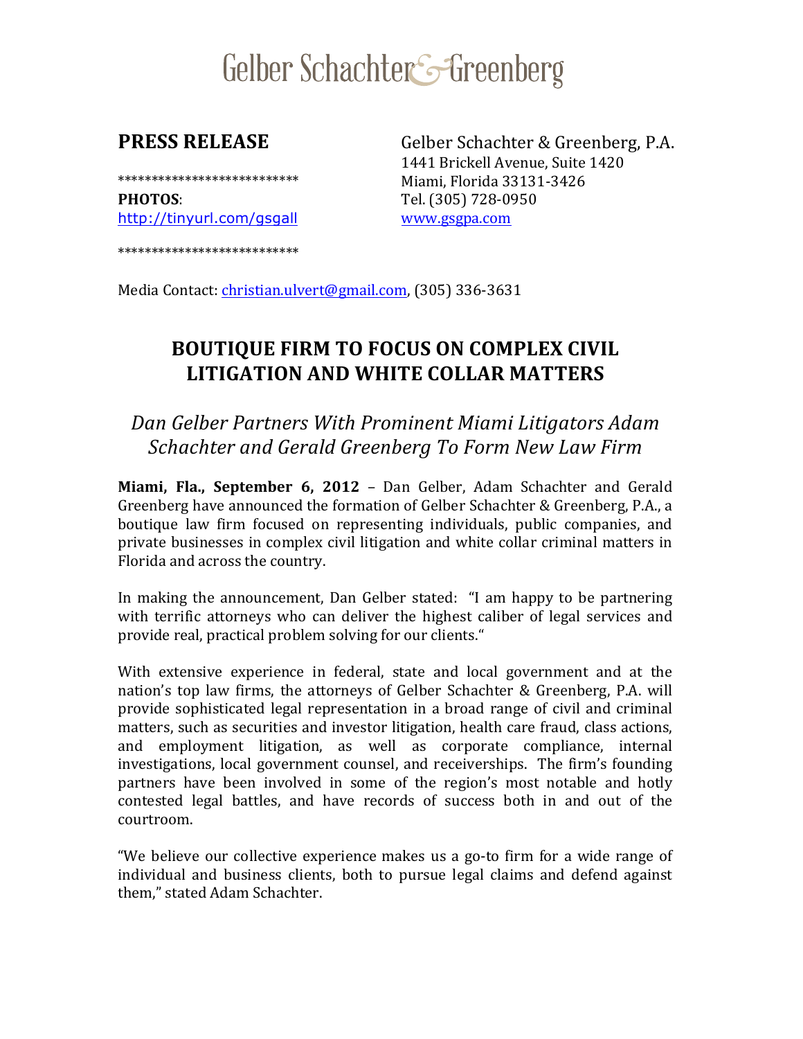# Gelber Schachter & Greenberg

**PRESS RELEASE**

***************************

**PHOTOS**:
http://tinyurl.com/gsgall

***************************

Gelber Schachter & Greenberg, P.A.
1441 Brickell Avenue, Suite 1420
Miami, Florida 33131-3426
Tel. (305) 728-0950
www.gsgpa.com

Media Contact: christian.ulvert@gmail.com, (305) 336-3631

## BOUTIQUE FIRM TO FOCUS ON COMPLEX CIVIL LITIGATION AND WHITE COLLAR MATTERS

*Dan Gelber Partners With Prominent Miami Litigators Adam Schachter and Gerald Greenberg To Form New Law Firm*

**Miami, Fla., September 6, 2012** – Dan Gelber, Adam Schachter and Gerald Greenberg have announced the formation of Gelber Schachter & Greenberg, P.A., a boutique law firm focused on representing individuals, public companies, and private businesses in complex civil litigation and white collar criminal matters in Florida and across the country.

In making the announcement, Dan Gelber stated: "I am happy to be partnering with terrific attorneys who can deliver the highest caliber of legal services and provide real, practical problem solving for our clients."

With extensive experience in federal, state and local government and at the nation's top law firms, the attorneys of Gelber Schachter & Greenberg, P.A. will provide sophisticated legal representation in a broad range of civil and criminal matters, such as securities and investor litigation, health care fraud, class actions, and employment litigation, as well as corporate compliance, internal investigations, local government counsel, and receiverships. The firm's founding partners have been involved in some of the region's most notable and hotly contested legal battles, and have records of success both in and out of the courtroom.

"We believe our collective experience makes us a go-to firm for a wide range of individual and business clients, both to pursue legal claims and defend against them," stated Adam Schachter.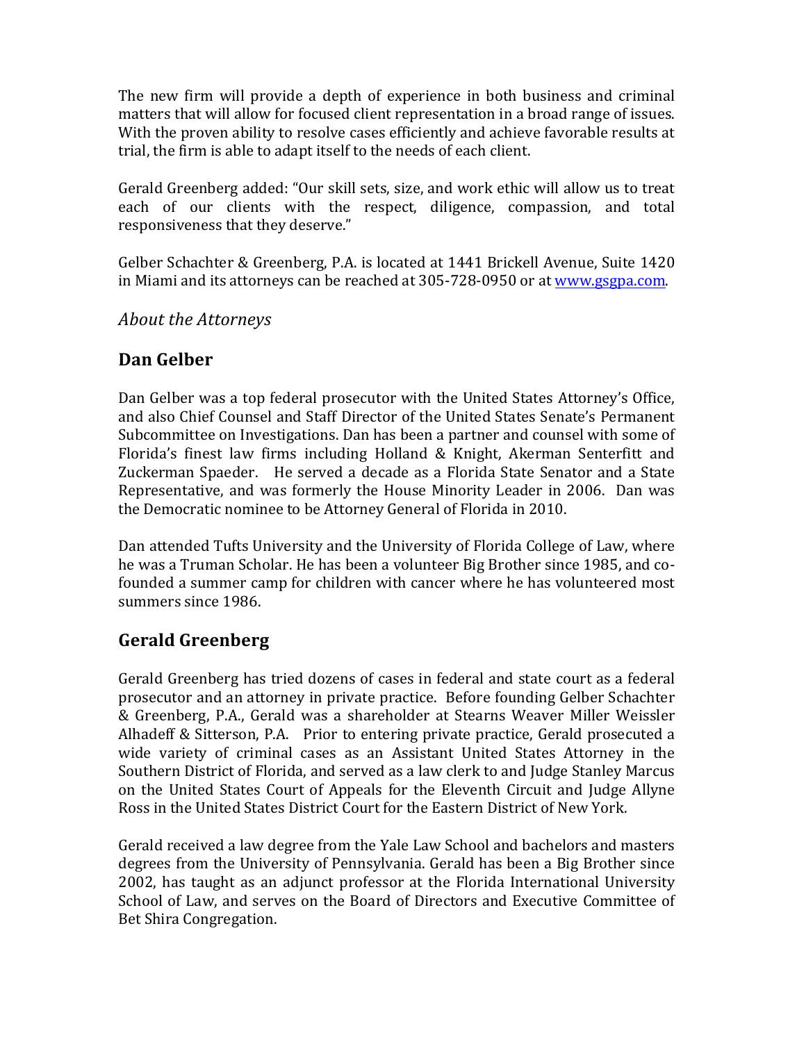The new firm will provide a depth of experience in both business and criminal matters that will allow for focused client representation in a broad range of issues. With the proven ability to resolve cases efficiently and achieve favorable results at trial, the firm is able to adapt itself to the needs of each client.

Gerald Greenberg added: "Our skill sets, size, and work ethic will allow us to treat each of our clients with the respect, diligence, compassion, and total responsiveness that they deserve."

Gelber Schachter & Greenberg, P.A. is located at 1441 Brickell Avenue, Suite 1420 in Miami and its attorneys can be reached at 305-728-0950 or at [www.gsgpa.com](http://www.gsgpa.com).

*About the Attorneys*

## Dan Gelber

Dan Gelber was a top federal prosecutor with the United States Attorney's Office, and also Chief Counsel and Staff Director of the United States Senate's Permanent Subcommittee on Investigations. Dan has been a partner and counsel with some of Florida's finest law firms including Holland & Knight, Akerman Senterfitt and Zuckerman Spaeder. He served a decade as a Florida State Senator and a State Representative, and was formerly the House Minority Leader in 2006. Dan was the Democratic nominee to be Attorney General of Florida in 2010.

Dan attended Tufts University and the University of Florida College of Law, where he was a Truman Scholar. He has been a volunteer Big Brother since 1985, and co-founded a summer camp for children with cancer where he has volunteered most summers since 1986.

## Gerald Greenberg

Gerald Greenberg has tried dozens of cases in federal and state court as a federal prosecutor and an attorney in private practice. Before founding Gelber Schachter & Greenberg, P.A., Gerald was a shareholder at Stearns Weaver Miller Weissler Alhadeff & Sitterson, P.A. Prior to entering private practice, Gerald prosecuted a wide variety of criminal cases as an Assistant United States Attorney in the Southern District of Florida, and served as a law clerk to and Judge Stanley Marcus on the United States Court of Appeals for the Eleventh Circuit and Judge Allyne Ross in the United States District Court for the Eastern District of New York.

Gerald received a law degree from the Yale Law School and bachelors and masters degrees from the University of Pennsylvania. Gerald has been a Big Brother since 2002, has taught as an adjunct professor at the Florida International University School of Law, and serves on the Board of Directors and Executive Committee of Bet Shira Congregation.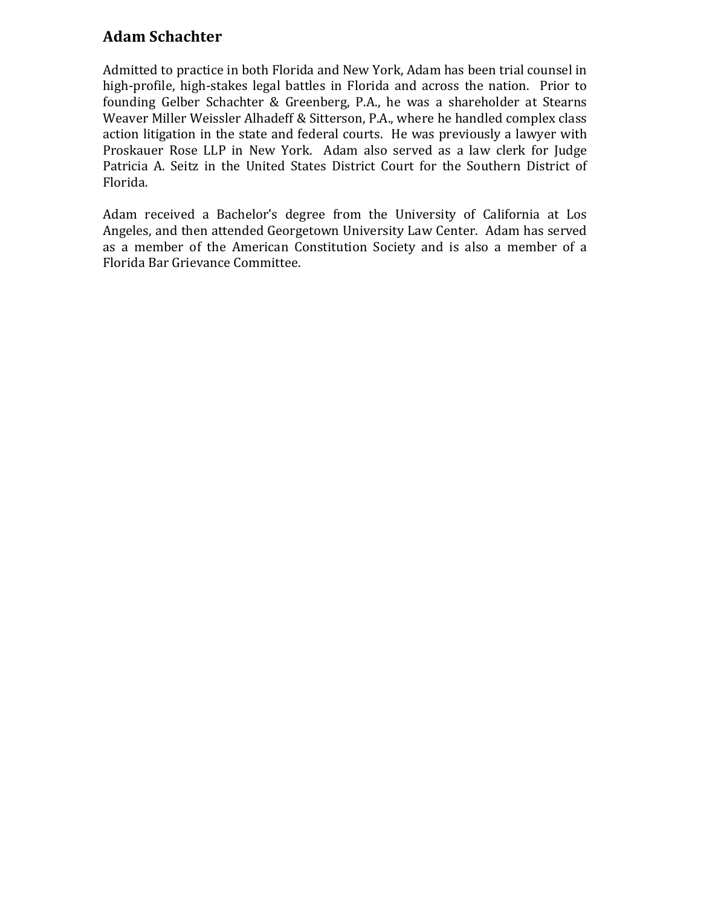## Adam Schachter

Admitted to practice in both Florida and New York, Adam has been trial counsel in high-profile, high-stakes legal battles in Florida and across the nation. Prior to founding Gelber Schachter & Greenberg, P.A., he was a shareholder at Stearns Weaver Miller Weissler Alhadeff & Sitterson, P.A., where he handled complex class action litigation in the state and federal courts. He was previously a lawyer with Proskauer Rose LLP in New York. Adam also served as a law clerk for Judge Patricia A. Seitz in the United States District Court for the Southern District of Florida.

Adam received a Bachelor's degree from the University of California at Los Angeles, and then attended Georgetown University Law Center. Adam has served as a member of the American Constitution Society and is also a member of a Florida Bar Grievance Committee.